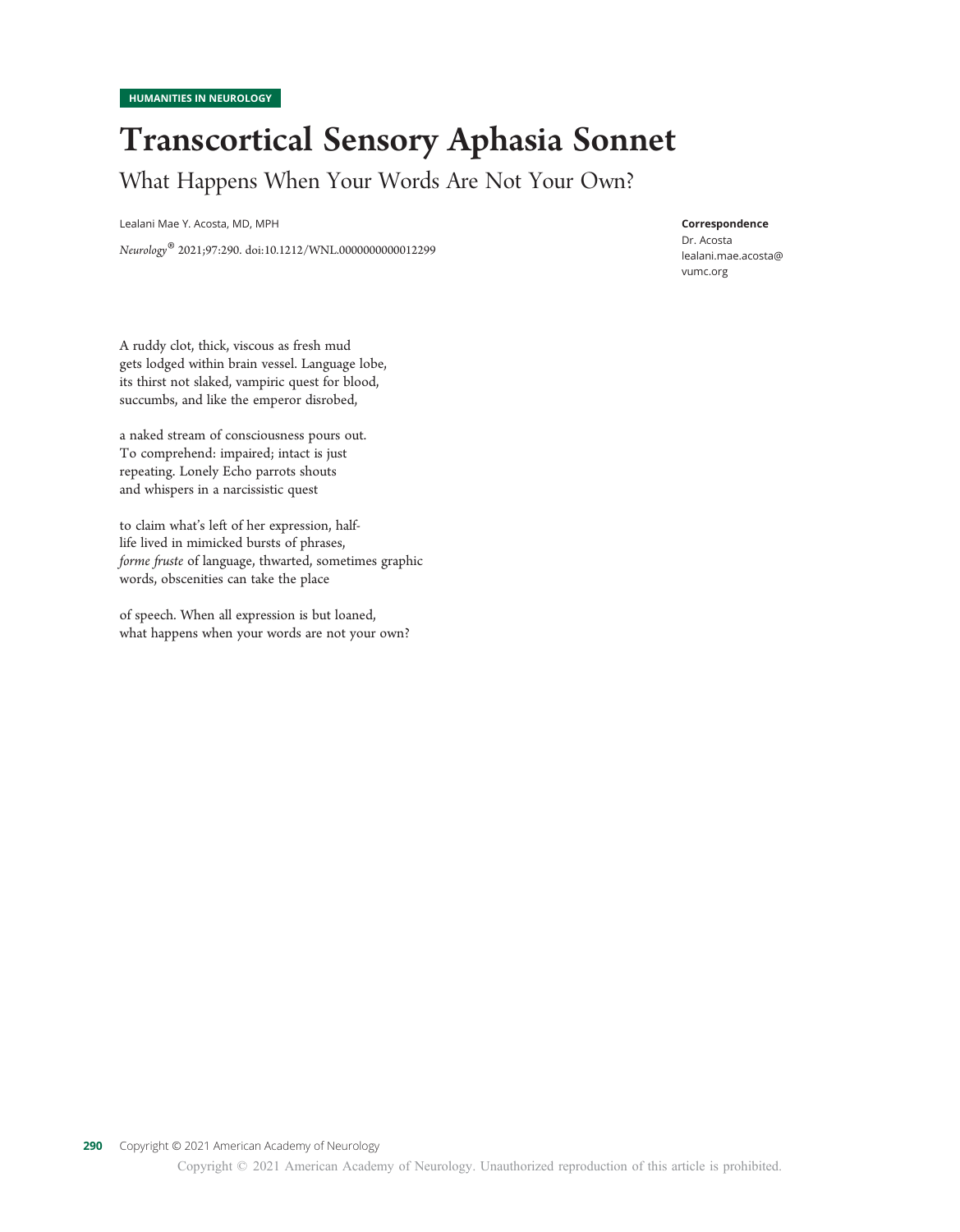HUMANITIES IN NEUROLOGY

# Transcortical Sensory Aphasia Sonnet

## What Happens When Your Words Are Not Your Own?

Lealani Mae Y. Acosta, MD, MPH

*Neurology*® 2021;97:290. doi:10.1212/WNL.0000000000012299

**Correspondence**
Dr. Acosta
lealani.mae.acosta@vumc.org

A ruddy clot, thick, viscous as fresh mud
gets lodged within brain vessel. Language lobe,
its thirst not slaked, vampiric quest for blood,
succumbs, and like the emperor disrobed,

a naked stream of consciousness pours out.
To comprehend: impaired; intact is just
repeating. Lonely Echo parrots shouts
and whispers in a narcissistic quest

to claim what's left of her expression, half-
life lived in mimicked bursts of phrases,
*forme fruste* of language, thwarted, sometimes graphic
words, obscenities can take the place

of speech. When all expression is but loaned,
what happens when your words are not your own?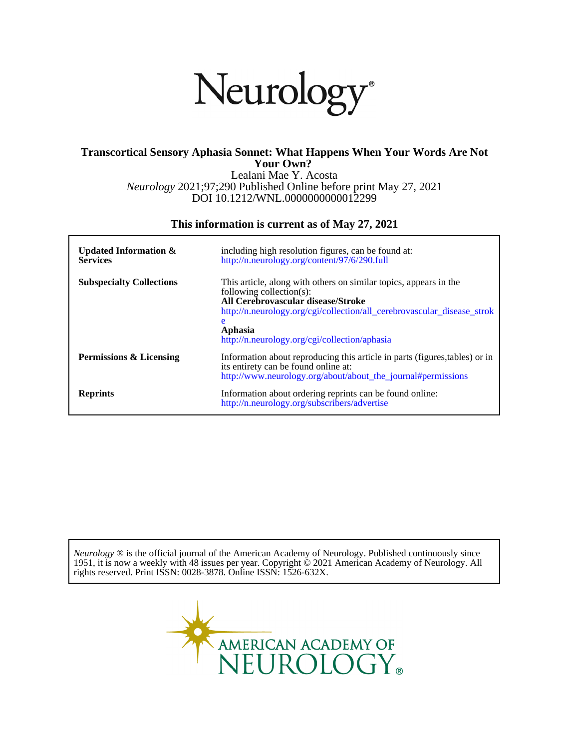# Neurology®

**Transcortical Sensory Aphasia Sonnet: What Happens When Your Words Are Not Your Own?**

Lealani Mae Y. Acosta

*Neurology* 2021;97;290 Published Online before print May 27, 2021

DOI 10.1212/WNL.0000000000012299

**This information is current as of May 27, 2021**

| | |
|---|---|
| **Updated Information & Services** | including high resolution figures, can be found at: http://n.neurology.org/content/97/6/290.full |
| **Subspecialty Collections** | This article, along with others on similar topics, appears in the following collection(s): **All Cerebrovascular disease/Stroke** http://n.neurology.org/cgi/collection/all_cerebrovascular_disease_stroke **Aphasia** http://n.neurology.org/cgi/collection/aphasia |
| **Permissions & Licensing** | Information about reproducing this article in parts (figures,tables) or in its entirety can be found online at: http://www.neurology.org/about/about_the_journal#permissions |
| **Reprints** | Information about ordering reprints can be found online: http://n.neurology.org/subscribers/advertise |

*Neurology* ® is the official journal of the American Academy of Neurology. Published continuously since 1951, it is now a weekly with 48 issues per year. Copyright © 2021 American Academy of Neurology. All rights reserved. Print ISSN: 0028-3878. Online ISSN: 1526-632X.

AMERICAN ACADEMY OF NEUROLOGY®